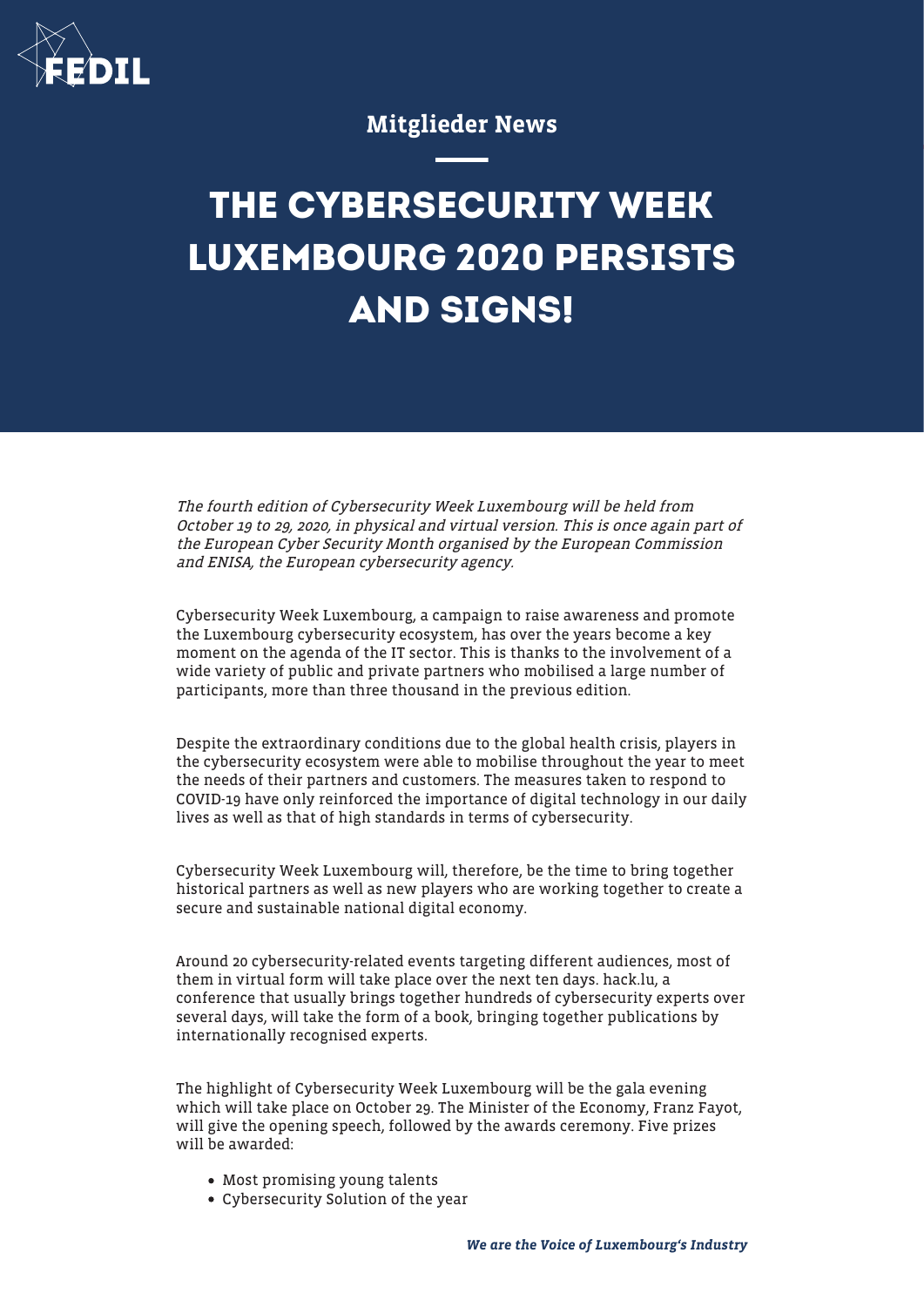Mitglieder News

# THE CYBERSECURITY WEEK LUXEMBOURG 2020 PERSISTS AND SIGNS!

*The fourth edition of Cybersecurity Week Luxembourg will be held from October 19 to 29, 2020, in physical and virtual version. This is once again part of the European Cyber Security Month organised by the European Commission and ENISA, the European cybersecurity agency.*

Cybersecurity Week Luxembourg, a campaign to raise awareness and promote the Luxembourg cybersecurity ecosystem, has over the years become a key moment on the agenda of the IT sector. This is thanks to the involvement of a wide variety of public and private partners who mobilised a large number of participants, more than three thousand in the previous edition.

Despite the extraordinary conditions due to the global health crisis, players in the cybersecurity ecosystem were able to mobilise throughout the year to meet the needs of their partners and customers. The measures taken to respond to COVID-19 have only reinforced the importance of digital technology in our daily lives as well as that of high standards in terms of cybersecurity.

Cybersecurity Week Luxembourg will, therefore, be the time to bring together historical partners as well as new players who are working together to create a secure and sustainable national digital economy.

Around 20 cybersecurity-related events targeting different audiences, most of them in virtual form will take place over the next ten days. hack.lu, a conference that usually brings together hundreds of cybersecurity experts over several days, will take the form of a book, bringing together publications by internationally recognised experts.

The highlight of Cybersecurity Week Luxembourg will be the gala evening which will take place on October 29. The Minister of the Economy, Franz Fayot, will give the opening speech, followed by the awards ceremony. Five prizes will be awarded:

- Most promising young talents
- Cybersecurity Solution of the year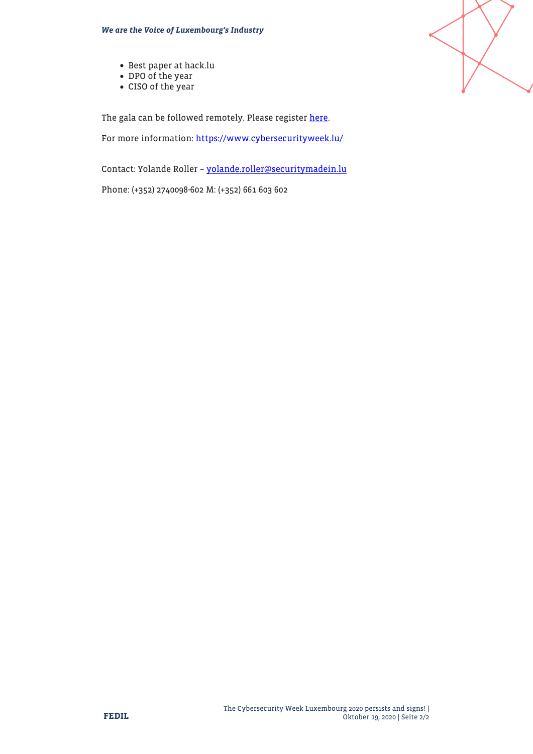- Best paper at hack.lu
- DPO of the year
- CISO of the year

The gala can be followed remotely. Please register here.

For more information: https://www.cybersecurityweek.lu/

Contact: Yolande Roller – yolande.roller@securitymadein.lu

Phone: (+352) 2740098-602 M: (+352) 661 603 602